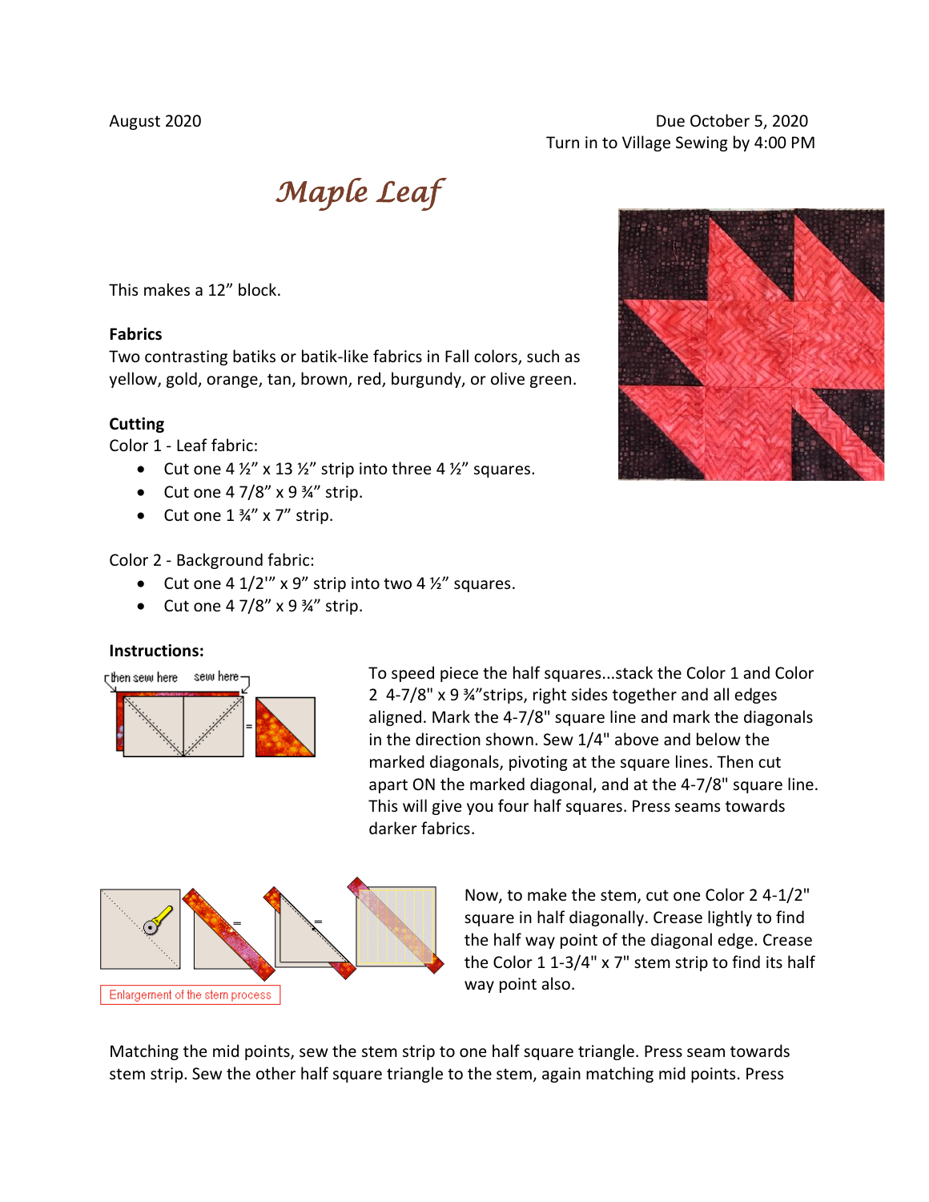August 2020

Due October 5, 2020
Turn in to Village Sewing by 4:00 PM

# *Maple Leaf*

This makes a 12" block.

**Fabrics**
Two contrasting batiks or batik-like fabrics in Fall colors, such as yellow, gold, orange, tan, brown, red, burgundy, or olive green.

**Cutting**
Color 1 - Leaf fabric:

- Cut one 4 ½" x 13 ½" strip into three 4 ½" squares.
- Cut one 4 7/8" x 9 ¾" strip.
- Cut one 1 ¾" x 7" strip.

Color 2 - Background fabric:

- Cut one 4 1/2'" x 9" strip into two 4 ½" squares.
- Cut one 4 7/8" x 9 ¾" strip.

**Instructions:**

then sew here sew here

To speed piece the half squares...stack the Color 1 and Color 2 4-7/8" x 9 ¾"strips, right sides together and all edges aligned. Mark the 4-7/8" square line and mark the diagonals in the direction shown. Sew 1/4" above and below the marked diagonals, pivoting at the square lines. Then cut apart ON the marked diagonal, and at the 4-7/8" square line. This will give you four half squares. Press seams towards darker fabrics.

Enlargement of the stem process

Now, to make the stem, cut one Color 2 4-1/2" square in half diagonally. Crease lightly to find the half way point of the diagonal edge. Crease the Color 1 1-3/4" x 7" stem strip to find its half way point also.

Matching the mid points, sew the stem strip to one half square triangle. Press seam towards stem strip. Sew the other half square triangle to the stem, again matching mid points. Press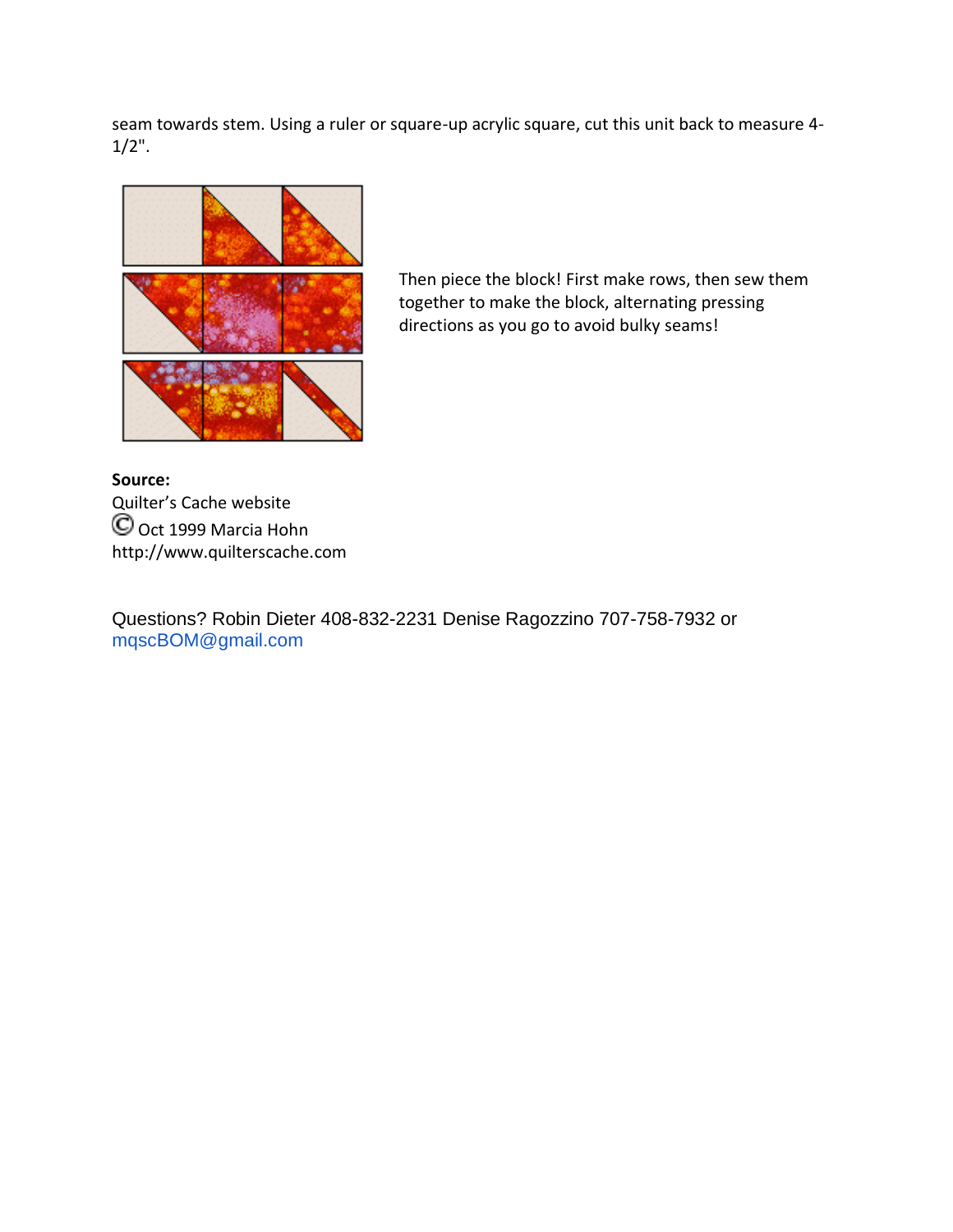seam towards stem. Using a ruler or square-up acrylic square, cut this unit back to measure 4-1/2".

Then piece the block! First make rows, then sew them together to make the block, alternating pressing directions as you go to avoid bulky seams!

**Source:**
Quilter's Cache website
© Oct 1999 Marcia Hohn
http://www.quilterscache.com

Questions? Robin Dieter 408-832-2231 Denise Ragozzino 707-758-7932 or mqscBOM@gmail.com